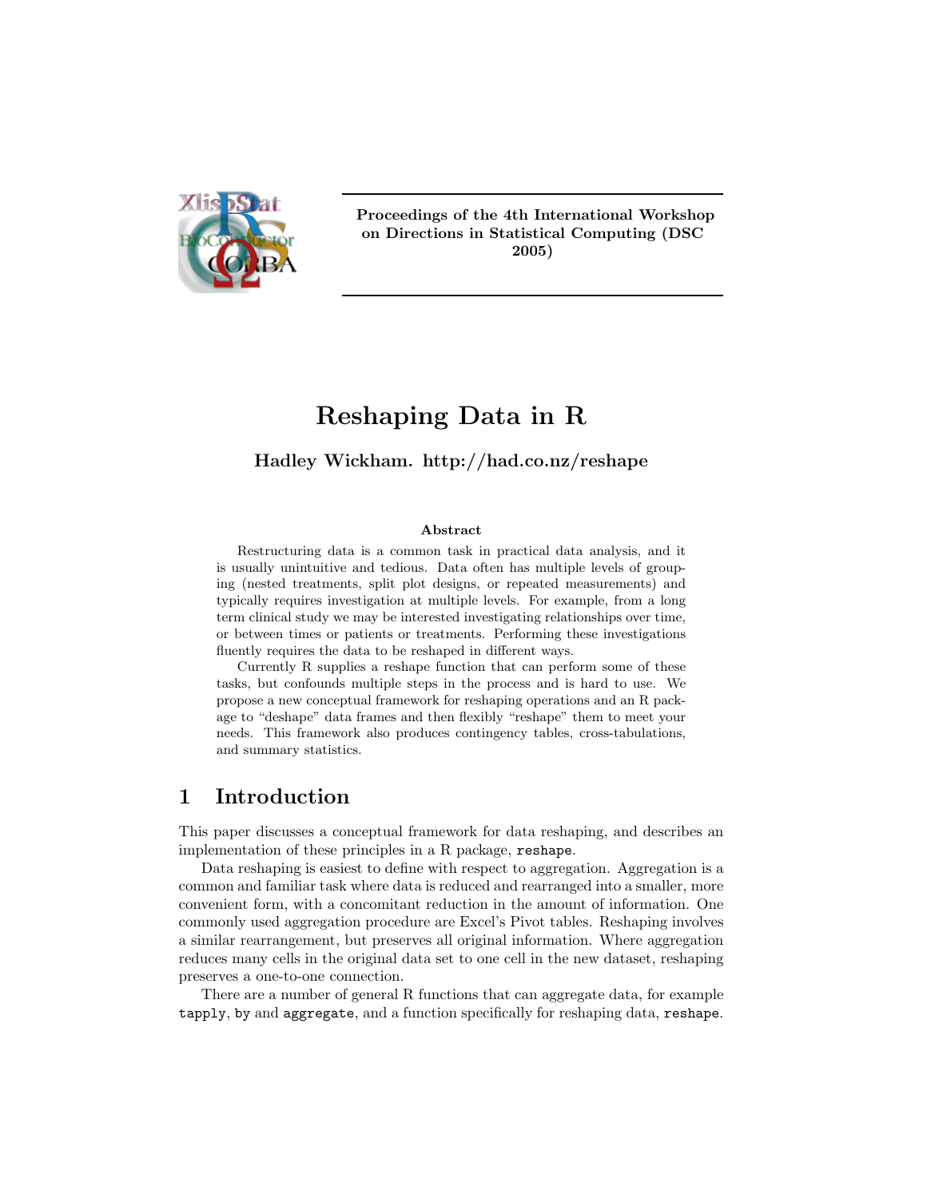**Proceedings of the 4th International Workshop on Directions in Statistical Computing (DSC 2005)**

# Reshaping Data in R

**Hadley Wickham. http://had.co.nz/reshape**

### Abstract

Restructuring data is a common task in practical data analysis, and it is usually unintuitive and tedious. Data often has multiple levels of grouping (nested treatments, split plot designs, or repeated measurements) and typically requires investigation at multiple levels. For example, from a long term clinical study we may be interested investigating relationships over time, or between times or patients or treatments. Performing these investigations fluently requires the data to be reshaped in different ways.

Currently R supplies a reshape function that can perform some of these tasks, but confounds multiple steps in the process and is hard to use. We propose a new conceptual framework for reshaping operations and an R package to "deshape" data frames and then flexibly "reshape" them to meet your needs. This framework also produces contingency tables, cross-tabulations, and summary statistics.

## 1 Introduction

This paper discusses a conceptual framework for data reshaping, and describes an implementation of these principles in a R package, `reshape`.

Data reshaping is easiest to define with respect to aggregation. Aggregation is a common and familiar task where data is reduced and rearranged into a smaller, more convenient form, with a concomitant reduction in the amount of information. One commonly used aggregation procedure are Excel's Pivot tables. Reshaping involves a similar rearrangement, but preserves all original information. Where aggregation reduces many cells in the original data set to one cell in the new dataset, reshaping preserves a one-to-one connection.

There are a number of general R functions that can aggregate data, for example `tapply`, `by` and `aggregate`, and a function specifically for reshaping data, `reshape`.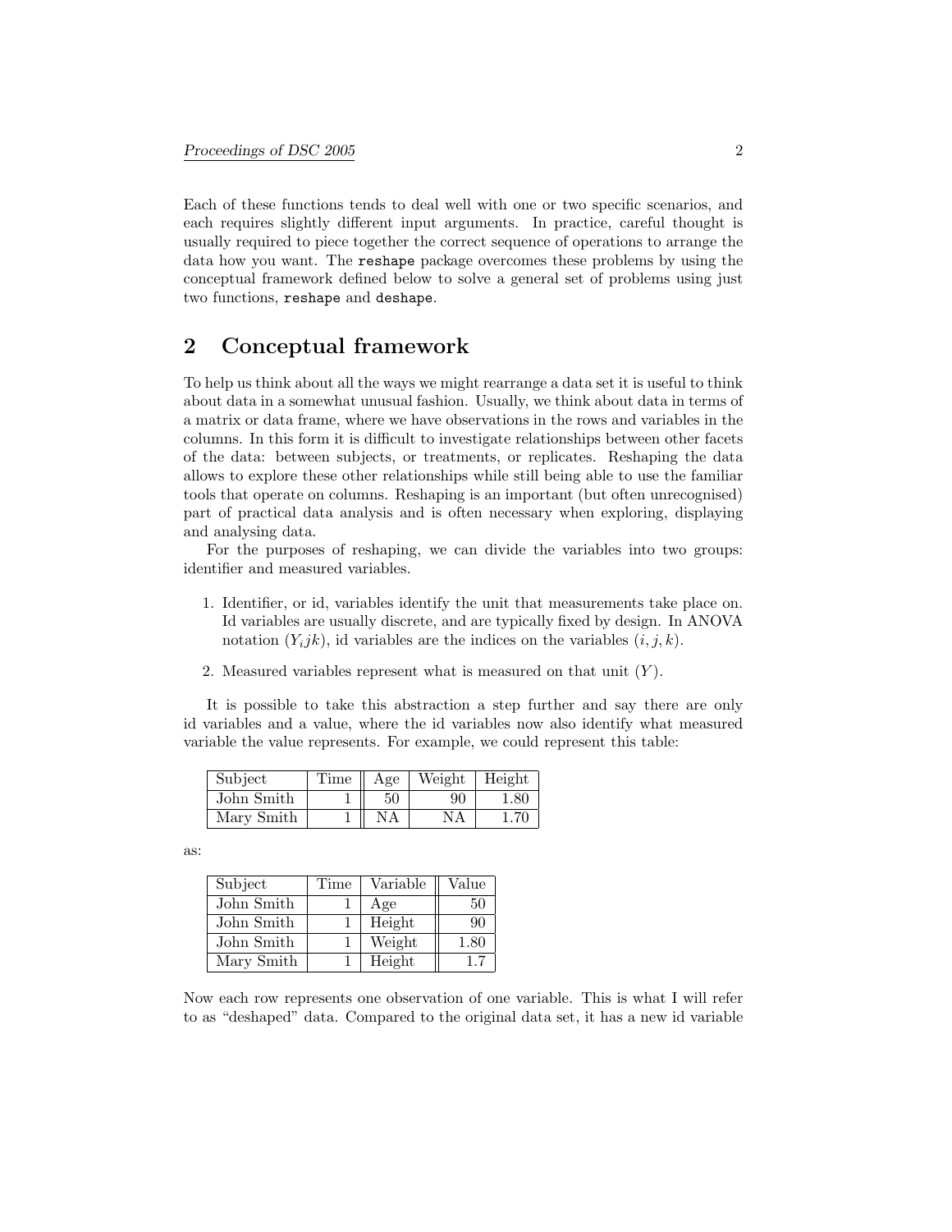Each of these functions tends to deal well with one or two specific scenarios, and each requires slightly different input arguments. In practice, careful thought is usually required to piece together the correct sequence of operations to arrange the data how you want. The `reshape` package overcomes these problems by using the conceptual framework defined below to solve a general set of problems using just two functions, `reshape` and `deshape`.

## 2 Conceptual framework

To help us think about all the ways we might rearrange a data set it is useful to think about data in a somewhat unusual fashion. Usually, we think about data in terms of a matrix or data frame, where we have observations in the rows and variables in the columns. In this form it is difficult to investigate relationships between other facets of the data: between subjects, or treatments, or replicates. Reshaping the data allows to explore these other relationships while still being able to use the familiar tools that operate on columns. Reshaping is an important (but often unrecognised) part of practical data analysis and is often necessary when exploring, displaying and analysing data.

For the purposes of reshaping, we can divide the variables into two groups: identifier and measured variables.

1. Identifier, or id, variables identify the unit that measurements take place on. Id variables are usually discrete, and are typically fixed by design. In ANOVA notation ($Y_ijk$), id variables are the indices on the variables $(i, j, k)$.

2. Measured variables represent what is measured on that unit ($Y$).

It is possible to take this abstraction a step further and say there are only id variables and a value, where the id variables now also identify what measured variable the value represents. For example, we could represent this table:

| Subject | Time | Age | Weight | Height |
|---|---|---|---|---|
| John Smith | 1 | 50 | 90 | 1.80 |
| Mary Smith | 1 | NA | NA | 1.70 |

as:

| Subject | Time | Variable | Value |
|---|---|---|---|
| John Smith | 1 | Age | 50 |
| John Smith | 1 | Height | 90 |
| John Smith | 1 | Weight | 1.80 |
| Mary Smith | 1 | Height | 1.7 |

Now each row represents one observation of one variable. This is what I will refer to as "deshaped" data. Compared to the original data set, it has a new id variable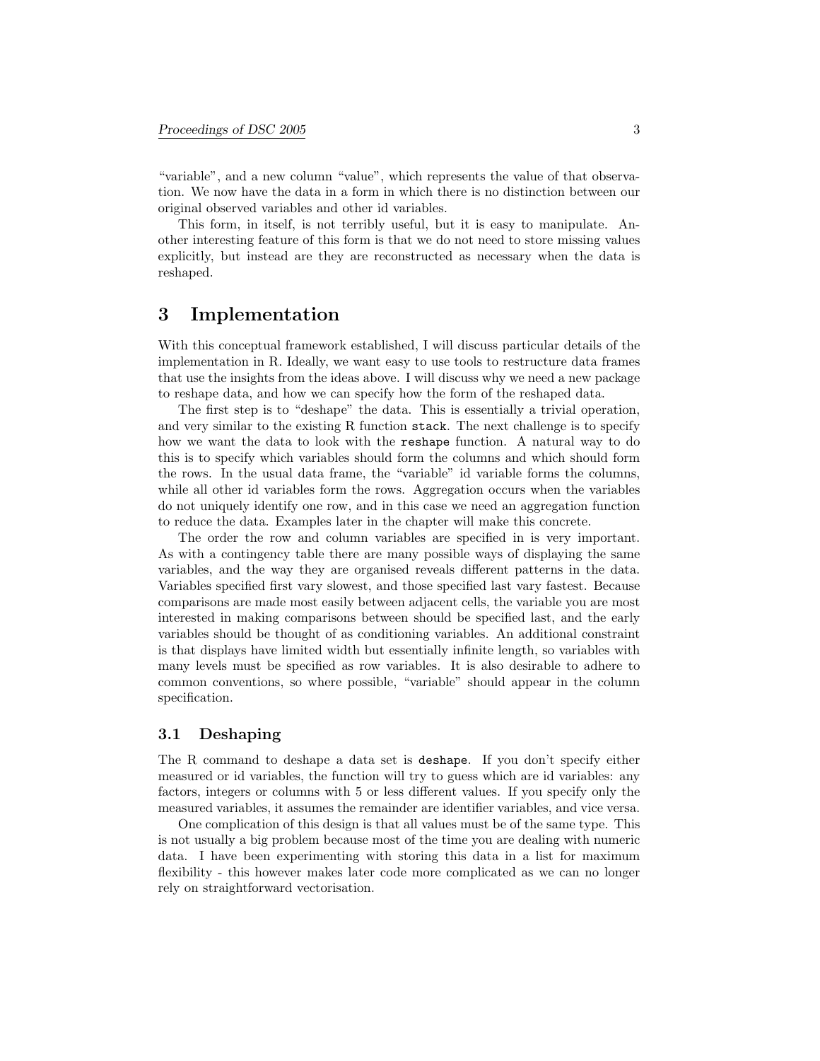"variable", and a new column "value", which represents the value of that observation. We now have the data in a form in which there is no distinction between our original observed variables and other id variables.

This form, in itself, is not terribly useful, but it is easy to manipulate. Another interesting feature of this form is that we do not need to store missing values explicitly, but instead are they are reconstructed as necessary when the data is reshaped.

# 3 Implementation

With this conceptual framework established, I will discuss particular details of the implementation in R. Ideally, we want easy to use tools to restructure data frames that use the insights from the ideas above. I will discuss why we need a new package to reshape data, and how we can specify how the form of the reshaped data.

The first step is to "deshape" the data. This is essentially a trivial operation, and very similar to the existing R function `stack`. The next challenge is to specify how we want the data to look with the `reshape` function. A natural way to do this is to specify which variables should form the columns and which should form the rows. In the usual data frame, the "variable" id variable forms the columns, while all other id variables form the rows. Aggregation occurs when the variables do not uniquely identify one row, and in this case we need an aggregation function to reduce the data. Examples later in the chapter will make this concrete.

The order the row and column variables are specified in is very important. As with a contingency table there are many possible ways of displaying the same variables, and the way they are organised reveals different patterns in the data. Variables specified first vary slowest, and those specified last vary fastest. Because comparisons are made most easily between adjacent cells, the variable you are most interested in making comparisons between should be specified last, and the early variables should be thought of as conditioning variables. An additional constraint is that displays have limited width but essentially infinite length, so variables with many levels must be specified as row variables. It is also desirable to adhere to common conventions, so where possible, "variable" should appear in the column specification.

## 3.1 Deshaping

The R command to deshape a data set is `deshape`. If you don't specify either measured or id variables, the function will try to guess which are id variables: any factors, integers or columns with 5 or less different values. If you specify only the measured variables, it assumes the remainder are identifier variables, and vice versa.

One complication of this design is that all values must be of the same type. This is not usually a big problem because most of the time you are dealing with numeric data. I have been experimenting with storing this data in a list for maximum flexibility - this however makes later code more complicated as we can no longer rely on straightforward vectorisation.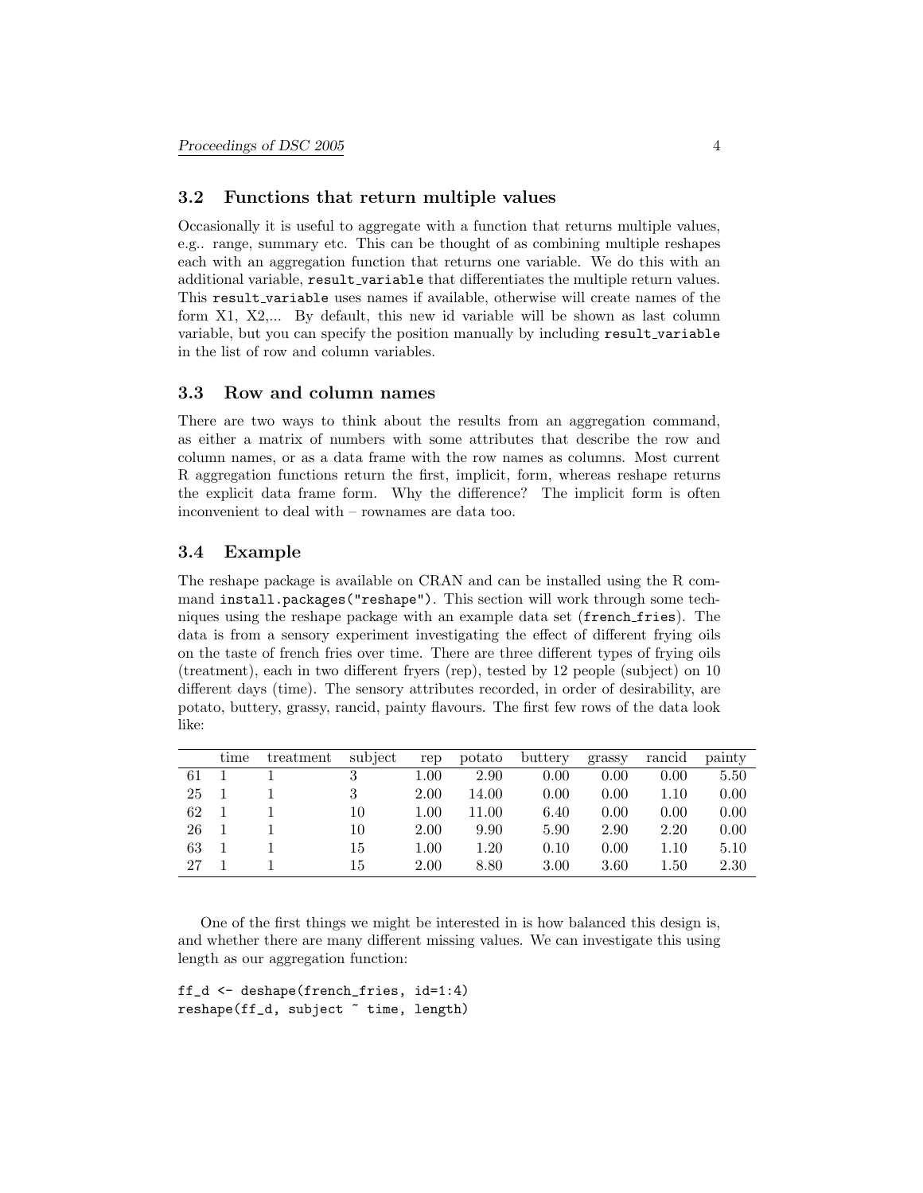### 3.2 Functions that return multiple values

Occasionally it is useful to aggregate with a function that returns multiple values, e.g.. range, summary etc. This can be thought of as combining multiple reshapes each with an aggregation function that returns one variable. We do this with an additional variable, `result_variable` that differentiates the multiple return values. This `result_variable` uses names if available, otherwise will create names of the form X1, X2,... By default, this new id variable will be shown as last column variable, but you can specify the position manually by including `result_variable` in the list of row and column variables.

### 3.3 Row and column names

There are two ways to think about the results from an aggregation command, as either a matrix of numbers with some attributes that describe the row and column names, or as a data frame with the row names as columns. Most current R aggregation functions return the first, implicit, form, whereas reshape returns the explicit data frame form. Why the difference? The implicit form is often inconvenient to deal with – rownames are data too.

### 3.4 Example

The reshape package is available on CRAN and can be installed using the R command `install.packages("reshape")`. This section will work through some techniques using the reshape package with an example data set (`french_fries`). The data is from a sensory experiment investigating the effect of different frying oils on the taste of french fries over time. There are three different types of frying oils (treatment), each in two different fryers (rep), tested by 12 people (subject) on 10 different days (time). The sensory attributes recorded, in order of desirability, are potato, buttery, grassy, rancid, painty flavours. The first few rows of the data look like:

| | time | treatment | subject | rep | potato | buttery | grassy | rancid | painty |
|---|---|---|---|---|---|---|---|---|---|
| 61 | 1 | 1 | 3 | 1.00 | 2.90 | 0.00 | 0.00 | 0.00 | 5.50 |
| 25 | 1 | 1 | 3 | 2.00 | 14.00 | 0.00 | 0.00 | 1.10 | 0.00 |
| 62 | 1 | 1 | 10 | 1.00 | 11.00 | 6.40 | 0.00 | 0.00 | 0.00 |
| 26 | 1 | 1 | 10 | 2.00 | 9.90 | 5.90 | 2.90 | 2.20 | 0.00 |
| 63 | 1 | 1 | 15 | 1.00 | 1.20 | 0.10 | 0.00 | 1.10 | 5.10 |
| 27 | 1 | 1 | 15 | 2.00 | 8.80 | 3.00 | 3.60 | 1.50 | 2.30 |

One of the first things we might be interested in is how balanced this design is, and whether there are many different missing values. We can investigate this using length as our aggregation function:

```
ff_d <- deshape(french_fries, id=1:4)
reshape(ff_d, subject ~ time, length)
```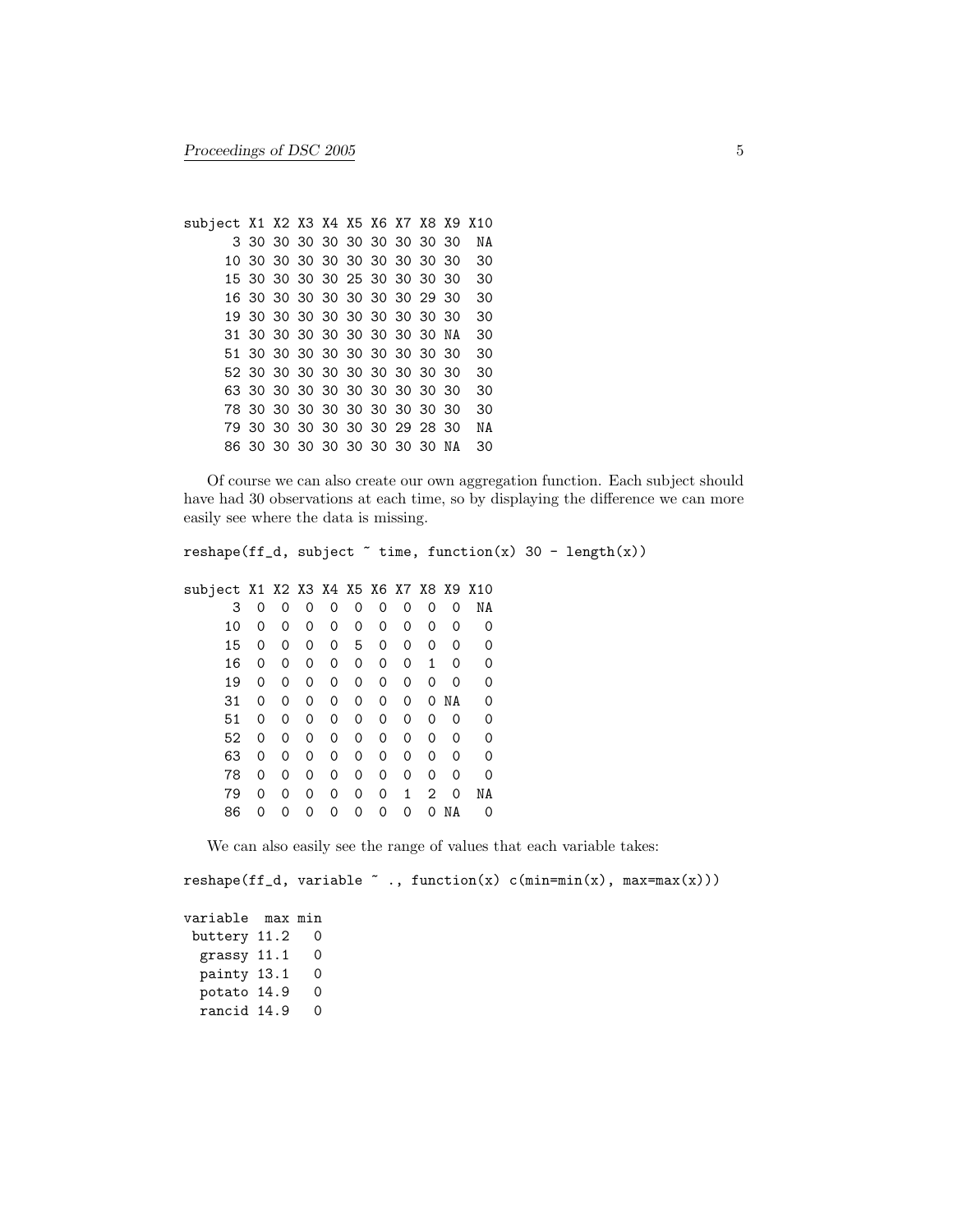```
subject X1 X2 X3 X4 X5 X6 X7 X8 X9 X10
      3 30 30 30 30 30 30 30 30 30  NA
     10 30 30 30 30 30 30 30 30 30  30
     15 30 30 30 30 25 30 30 30 30  30
     16 30 30 30 30 30 30 30 29 30  30
     19 30 30 30 30 30 30 30 30 30  30
     31 30 30 30 30 30 30 30 30 NA  30
     51 30 30 30 30 30 30 30 30 30  30
     52 30 30 30 30 30 30 30 30 30  30
     63 30 30 30 30 30 30 30 30 30  30
     78 30 30 30 30 30 30 30 30 30  30
     79 30 30 30 30 30 30 29 28 30  NA
     86 30 30 30 30 30 30 30 30 NA  30
```

Of course we can also create our own aggregation function. Each subject should have had 30 observations at each time, so by displaying the difference we can more easily see where the data is missing.

```
reshape(ff_d, subject ~ time, function(x) 30 - length(x))
```

```
subject X1 X2 X3 X4 X5 X6 X7 X8 X9 X10
      3  0  0  0  0  0  0  0  0  0  NA
     10  0  0  0  0  0  0  0  0  0   0
     15  0  0  0  0  5  0  0  0  0   0
     16  0  0  0  0  0  0  0  1  0   0
     19  0  0  0  0  0  0  0  0  0   0
     31  0  0  0  0  0  0  0  0 NA   0
     51  0  0  0  0  0  0  0  0  0   0
     52  0  0  0  0  0  0  0  0  0   0
     63  0  0  0  0  0  0  0  0  0   0
     78  0  0  0  0  0  0  0  0  0   0
     79  0  0  0  0  0  0  1  2  0  NA
     86  0  0  0  0  0  0  0  0 NA   0
```

We can also easily see the range of values that each variable takes:

```
reshape(ff_d, variable ~ ., function(x) c(min=min(x), max=max(x)))
```

```
variable  max min
 buttery 11.2   0
  grassy 11.1   0
  painty 13.1   0
  potato 14.9   0
  rancid 14.9   0
```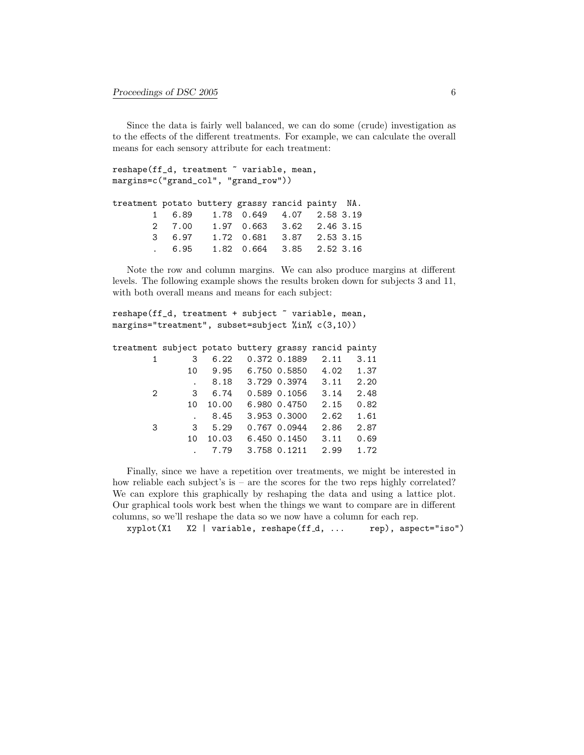Since the data is fairly well balanced, we can do some (crude) investigation as to the effects of the different treatments. For example, we can calculate the overall means for each sensory attribute for each treatment:

```
reshape(ff_d, treatment ~ variable, mean,
margins=c("grand_col", "grand_row"))

treatment potato buttery grassy rancid painty  NA.
        1   6.89    1.78  0.649   4.07   2.58 3.19
        2   7.00    1.97  0.663   3.62   2.46 3.15
        3   6.97    1.72  0.681   3.87   2.53 3.15
        .   6.95    1.82  0.664   3.85   2.52 3.16
```

Note the row and column margins. We can also produce margins at different levels. The following example shows the results broken down for subjects 3 and 11, with both overall means and means for each subject:

```
reshape(ff_d, treatment + subject ~ variable, mean,
margins="treatment", subset=subject %in% c(3,10))

treatment subject potato buttery grassy rancid painty
        1       3   6.22   0.372 0.1889   2.11   3.11
               10   9.95   6.750 0.5850   4.02   1.37
                .   8.18   3.729 0.3974   3.11   2.20
        2       3   6.74   0.589 0.1056   3.14   2.48
               10  10.00   6.980 0.4750   2.15   0.82
                .   8.45   3.953 0.3000   2.62   1.61
        3       3   5.29   0.767 0.0944   2.86   2.87
               10  10.03   6.450 0.1450   3.11   0.69
                .   7.79   3.758 0.1211   2.99   1.72
```

Finally, since we have a repetition over treatments, we might be interested in how reliable each subject's is – are the scores for the two reps highly correlated? We can explore this graphically by reshaping the data and using a lattice plot. Our graphical tools work best when the things we want to compare are in different columns, so we'll reshape the data so we now have a column for each rep.

```
xyplot(X1   X2 | variable, reshape(ff_d, ...     rep), aspect="iso")
```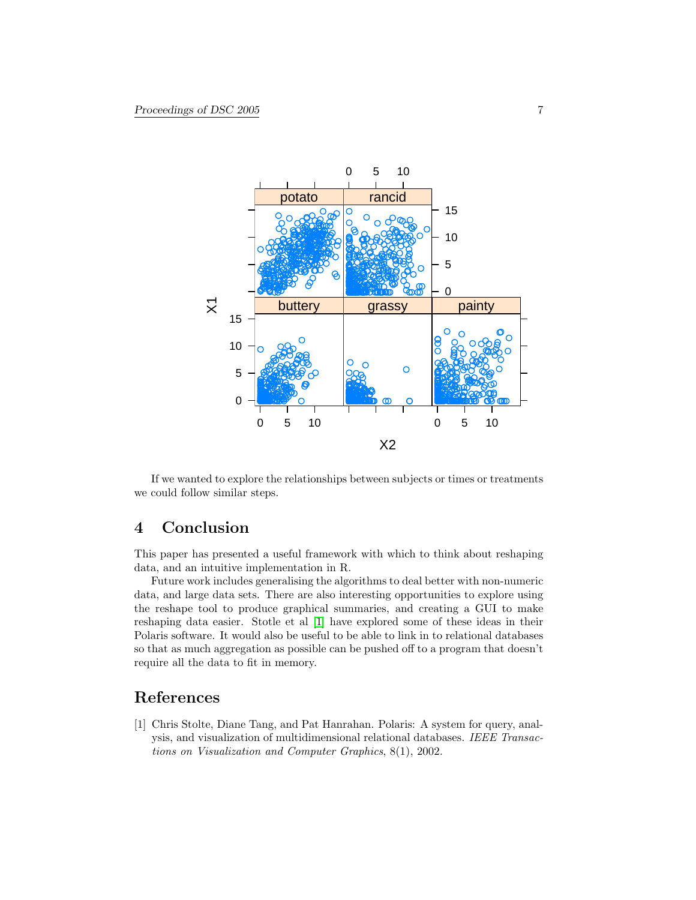potato

rancid

buttery

grassy

painty

X1

X2

0 5 10

0 5 10 15

If we wanted to explore the relationships between subjects or times or treatments we could follow similar steps.

## 4 Conclusion

This paper has presented a useful framework with which to think about reshaping data, and an intuitive implementation in R.

Future work includes generalising the algorithms to deal better with non-numeric data, and large data sets. There are also interesting opportunities to explore using the reshape tool to produce graphical summaries, and creating a GUI to make reshaping data easier. Stotle et al [1] have explored some of these ideas in their Polaris software. It would also be useful to be able to link in to relational databases so that as much aggregation as possible can be pushed off to a program that doesn't require all the data to fit in memory.

## References

[1] Chris Stolte, Diane Tang, and Pat Hanrahan. Polaris: A system for query, analysis, and visualization of multidimensional relational databases. *IEEE Transactions on Visualization and Computer Graphics*, 8(1), 2002.